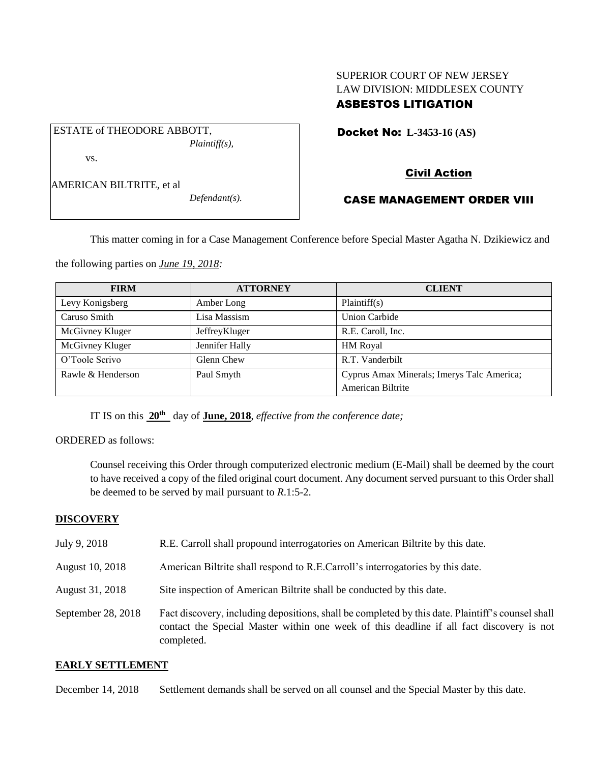SUPERIOR COURT OF NEW JERSEY
LAW DIVISION: MIDDLESEX COUNTY
**ASBESTOS LITIGATION**

ESTATE of THEODORE ABBOTT,
*Plaintiff(s),*

vs.

AMERICAN BILTRITE, et al
*Defendant(s).*

**Docket No: L-3453-16 (AS)**

## Civil Action

## CASE MANAGEMENT ORDER VIII

This matter coming in for a Case Management Conference before Special Master Agatha N. Dzikiewicz and the following parties on *June 19, 2018:*

| FIRM | ATTORNEY | CLIENT |
|---|---|---|
| Levy Konigsberg | Amber Long | Plaintiff(s) |
| Caruso Smith | Lisa Massism | Union Carbide |
| McGivney Kluger | JeffreyKluger | R.E. Caroll, Inc. |
| McGivney Kluger | Jennifer Hally | HM Royal |
| O'Toole Scrivo | Glenn Chew | R.T. Vanderbilt |
| Rawle & Henderson | Paul Smyth | Cyprus Amax Minerals; Imerys Talc America; American Biltrite |

IT IS on this **20th** day of **June, 2018**, *effective from the conference date;*

ORDERED as follows:

Counsel receiving this Order through computerized electronic medium (E-Mail) shall be deemed by the court to have received a copy of the filed original court document. Any document served pursuant to this Order shall be deemed to be served by mail pursuant to *R*.1:5-2.

**DISCOVERY**

July 9, 2018 — R.E. Carroll shall propound interrogatories on American Biltrite by this date.

August 10, 2018 — American Biltrite shall respond to R.E.Carroll's interrogatories by this date.

August 31, 2018 — Site inspection of American Biltrite shall be conducted by this date.

September 28, 2018 — Fact discovery, including depositions, shall be completed by this date. Plaintiff's counsel shall contact the Special Master within one week of this deadline if all fact discovery is not completed.

**EARLY SETTLEMENT**

December 14, 2018 — Settlement demands shall be served on all counsel and the Special Master by this date.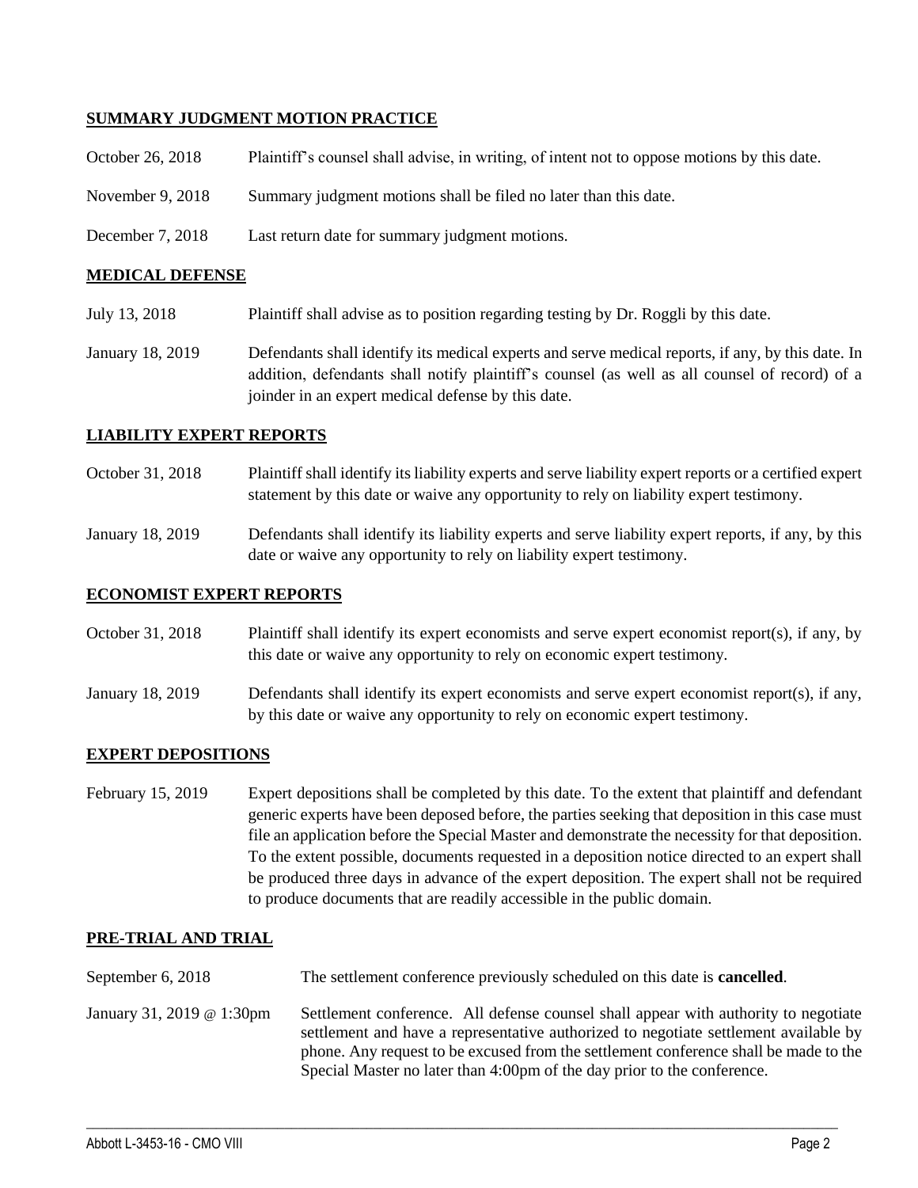## SUMMARY JUDGMENT MOTION PRACTICE

| | |
|---|---|
| October 26, 2018 | Plaintiff's counsel shall advise, in writing, of intent not to oppose motions by this date. |
| November 9, 2018 | Summary judgment motions shall be filed no later than this date. |
| December 7, 2018 | Last return date for summary judgment motions. |

## MEDICAL DEFENSE

| | |
|---|---|
| July 13, 2018 | Plaintiff shall advise as to position regarding testing by Dr. Roggli by this date. |
| January 18, 2019 | Defendants shall identify its medical experts and serve medical reports, if any, by this date. In addition, defendants shall notify plaintiff's counsel (as well as all counsel of record) of a joinder in an expert medical defense by this date. |

## LIABILITY EXPERT REPORTS

| | |
|---|---|
| October 31, 2018 | Plaintiff shall identify its liability experts and serve liability expert reports or a certified expert statement by this date or waive any opportunity to rely on liability expert testimony. |
| January 18, 2019 | Defendants shall identify its liability experts and serve liability expert reports, if any, by this date or waive any opportunity to rely on liability expert testimony. |

## ECONOMIST EXPERT REPORTS

| | |
|---|---|
| October 31, 2018 | Plaintiff shall identify its expert economists and serve expert economist report(s), if any, by this date or waive any opportunity to rely on economic expert testimony. |
| January 18, 2019 | Defendants shall identify its expert economists and serve expert economist report(s), if any, by this date or waive any opportunity to rely on economic expert testimony. |

## EXPERT DEPOSITIONS

| | |
|---|---|
| February 15, 2019 | Expert depositions shall be completed by this date. To the extent that plaintiff and defendant generic experts have been deposed before, the parties seeking that deposition in this case must file an application before the Special Master and demonstrate the necessity for that deposition. To the extent possible, documents requested in a deposition notice directed to an expert shall be produced three days in advance of the expert deposition. The expert shall not be required to produce documents that are readily accessible in the public domain. |

## PRE-TRIAL AND TRIAL

| | |
|---|---|
| September 6, 2018 | The settlement conference previously scheduled on this date is **cancelled**. |
| January 31, 2019 @ 1:30pm | Settlement conference. All defense counsel shall appear with authority to negotiate settlement and have a representative authorized to negotiate settlement available by phone. Any request to be excused from the settlement conference shall be made to the Special Master no later than 4:00pm of the day prior to the conference. |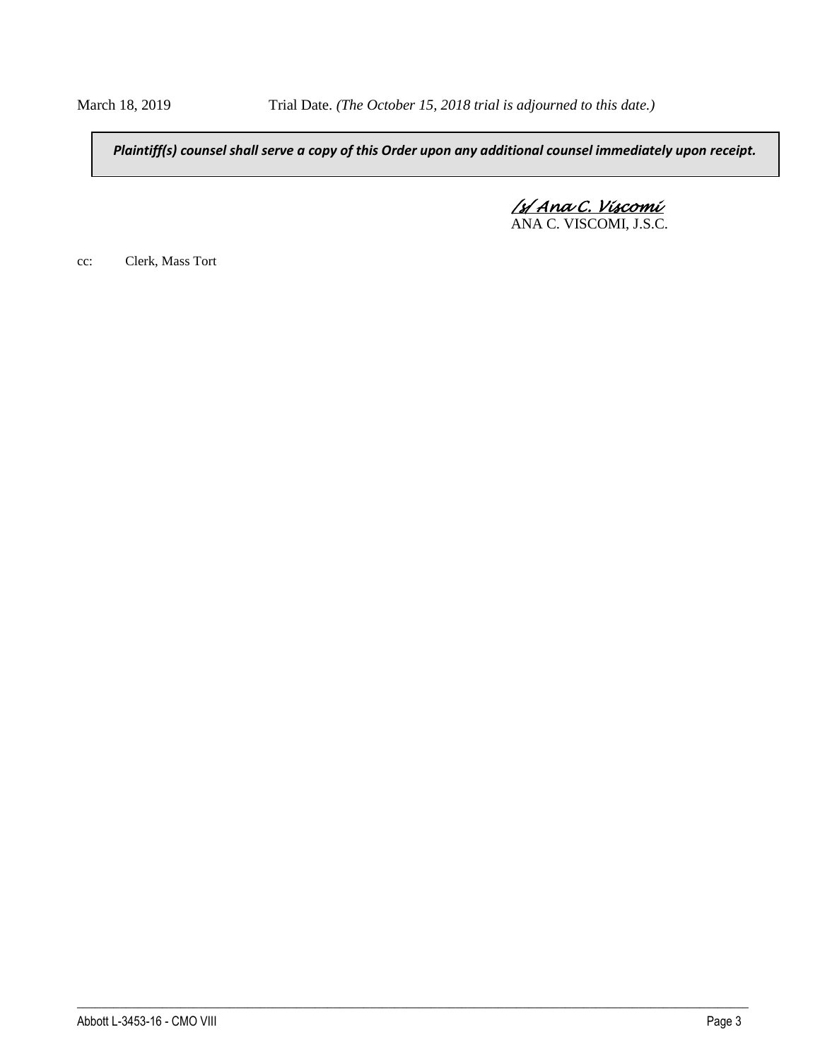March 18, 2019 Trial Date. *(The October 15, 2018 trial is adjourned to this date.)*

***Plaintiff(s) counsel shall serve a copy of this Order upon any additional counsel immediately upon receipt.***

/s/ Ana C. Viscomi
ANA C. VISCOMI, J.S.C.

cc: Clerk, Mass Tort